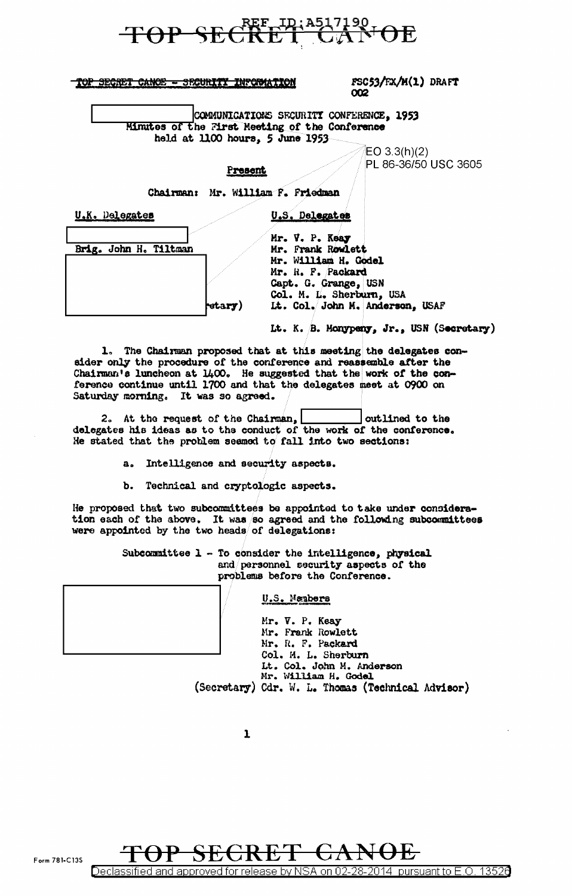TOP SECRET CANOE - SECURITY INFORMATION

FSC53/EX/M(1) DRAFT
002

[REDACTED] COMMUNICATIONS SECURITY CONFERENCE, 1953
Minutes of the First Meeting of the Conference
held at 1100 hours, 5 June 1953

EO 3.3(h)(2)
PL 86-36/50 USC 3605

**Present**

Chairman: Mr. William F. Friedman

| U.K. Delegates | U.S. Delegates |
|---|---|
| [REDACTED] | Mr. V. P. Keay |
| Brig. John H. Tiltman | Mr. Frank Rowlett |
| [REDACTED] | Mr. William H. Godel |
| | Mr. R. F. Packard |
| | Capt. G. Grange, USN |
| | Col. M. L. Sherburn, USA |
| [REDACTED] (Secretary) | Lt. Col. John M. Anderson, USAF |
| | Lt. K. B. Monypeny, Jr., USN (Secretary) |

1. The Chairman proposed that at this meeting the delegates consider only the procedure of the conference and reassemble after the Chairman's luncheon at 1400. He suggested that the work of the conference continue until 1700 and that the delegates meet at 0900 on Saturday morning. It was so agreed.

2. At the request of the Chairman, [REDACTED] outlined to the delegates his ideas as to the conduct of the work of the conference. He stated that the problem seemed to fall into two sections:

a. Intelligence and security aspects.

b. Technical and cryptologic aspects.

He proposed that two subcommittees be appointed to take under consideration each of the above. It was so agreed and the following subcommittees were appointed by the two heads of delegations:

Subcommittee 1 - To consider the intelligence, physical and personnel security aspects of the problems before the Conference.

| [REDACTED] | U.S. Members |
|---|---|
| | Mr. V. P. Keay |
| | Mr. Frank Rowlett |
| | Mr. R. F. Packard |
| | Col. M. L. Sherburn |
| | Lt. Col. John M. Anderson |
| | Mr. William H. Godel |
| | (Secretary) Cdr. W. L. Thomas (Technical Advisor) |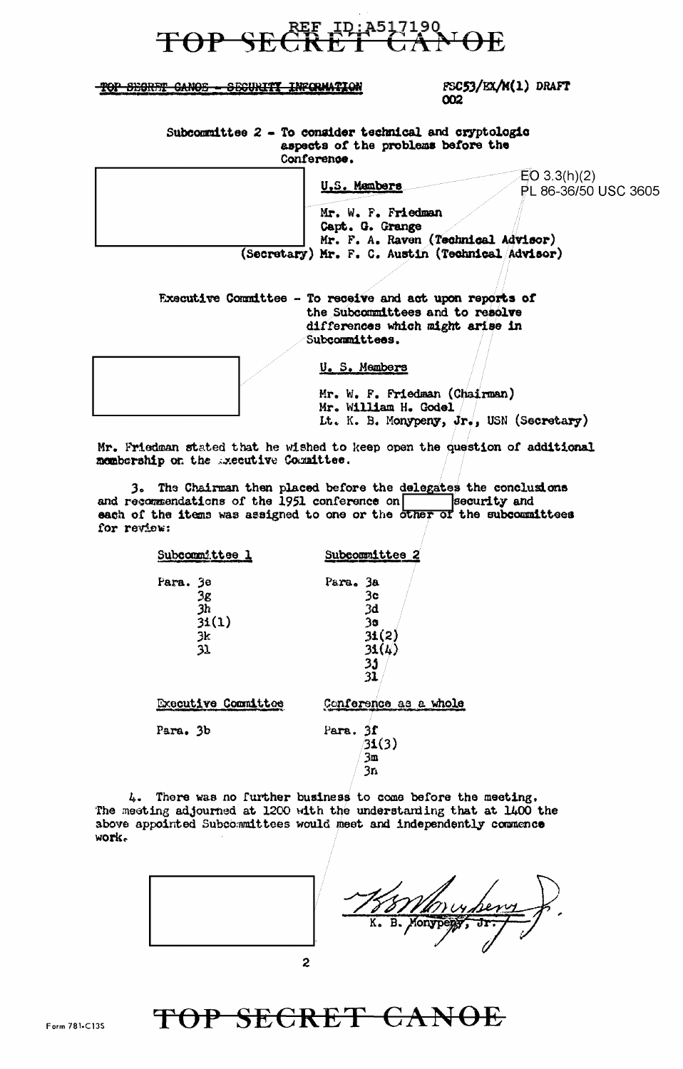TOP SECRET CANOE - SECURITY INFORMATION

FSC53/EX/M(1) DRAFT
002

Subcommittee 2 - To consider technical and cryptologic aspects of the problems before the Conference.

EO 3.3(h)(2)
PL 86-36/50 USC 3605

U.S. Members

Mr. W. F. Friedman
Capt. G. Grange
Mr. F. A. Raven (Technical Advisor)
(Secretary) Mr. F. C. Austin (Technical Advisor)

Executive Committee - To receive and act upon reports of the Subcommittees and to resolve differences which might arise in Subcommittees.

U. S. Members

Mr. W. F. Friedman (Chairman)
Mr. William H. Godel
Lt. K. B. Monypeny, Jr., USN (Secretary)

Mr. Friedman stated that he wished to keep open the question of additional membership on the Executive Committee.

3. The Chairman then placed before the delegates the conclusions and recommendations of the 1951 conference on [ ] security and each of the items was assigned to one or the other of the subcommittees for review:

| Subcommittee 1 | Subcommittee 2 |
|---|---|
| Para. 3e | Para. 3a |
| 3g | 3c |
| 3h | 3d |
| 3i(1) | 3e |
| 3k | 3i(2) |
| 3l | 3i(4) |
| | 3j |
| | 3l |

| Executive Committee | Conference as a whole |
|---|---|
| Para. 3b | Para. 3f |
| | 3i(3) |
| | 3m |
| | 3n |

4. There was no further business to come before the meeting. The meeting adjourned at 1200 with the understanding that at 1400 the above appointed Subcommittees would meet and independently commence work.

K. B. Monypeny, Jr.